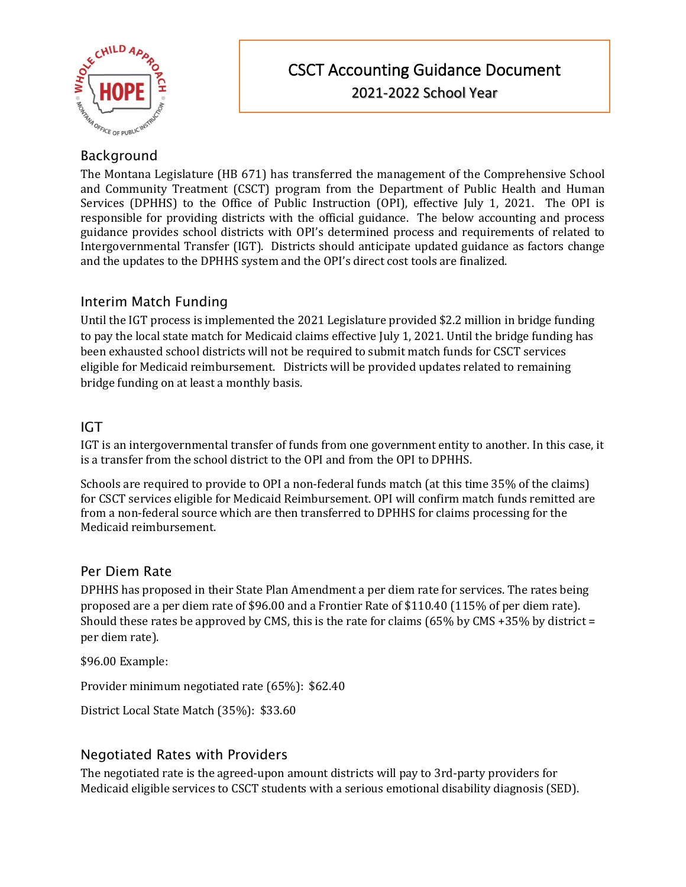# CSCT Accounting Guidance Document

2021-2022 School Year

## Background

The Montana Legislature (HB 671) has transferred the management of the Comprehensive School and Community Treatment (CSCT) program from the Department of Public Health and Human Services (DPHHS) to the Office of Public Instruction (OPI), effective July 1, 2021. The OPI is responsible for providing districts with the official guidance. The below accounting and process guidance provides school districts with OPI's determined process and requirements of related to Intergovernmental Transfer (IGT). Districts should anticipate updated guidance as factors change and the updates to the DPHHS system and the OPI's direct cost tools are finalized.

## Interim Match Funding

Until the IGT process is implemented the 2021 Legislature provided $2.2 million in bridge funding to pay the local state match for Medicaid claims effective July 1, 2021. Until the bridge funding has been exhausted school districts will not be required to submit match funds for CSCT services eligible for Medicaid reimbursement. Districts will be provided updates related to remaining bridge funding on at least a monthly basis.

## IGT

IGT is an intergovernmental transfer of funds from one government entity to another. In this case, it is a transfer from the school district to the OPI and from the OPI to DPHHS.

Schools are required to provide to OPI a non-federal funds match (at this time 35% of the claims) for CSCT services eligible for Medicaid Reimbursement. OPI will confirm match funds remitted are from a non-federal source which are then transferred to DPHHS for claims processing for the Medicaid reimbursement.

## Per Diem Rate

DPHHS has proposed in their State Plan Amendment a per diem rate for services. The rates being proposed are a per diem rate of $96.00 and a Frontier Rate of $110.40 (115% of per diem rate). Should these rates be approved by CMS, this is the rate for claims (65% by CMS +35% by district = per diem rate).

$96.00 Example:

Provider minimum negotiated rate (65%): $62.40

District Local State Match (35%): $33.60

## Negotiated Rates with Providers

The negotiated rate is the agreed-upon amount districts will pay to 3rd-party providers for Medicaid eligible services to CSCT students with a serious emotional disability diagnosis (SED).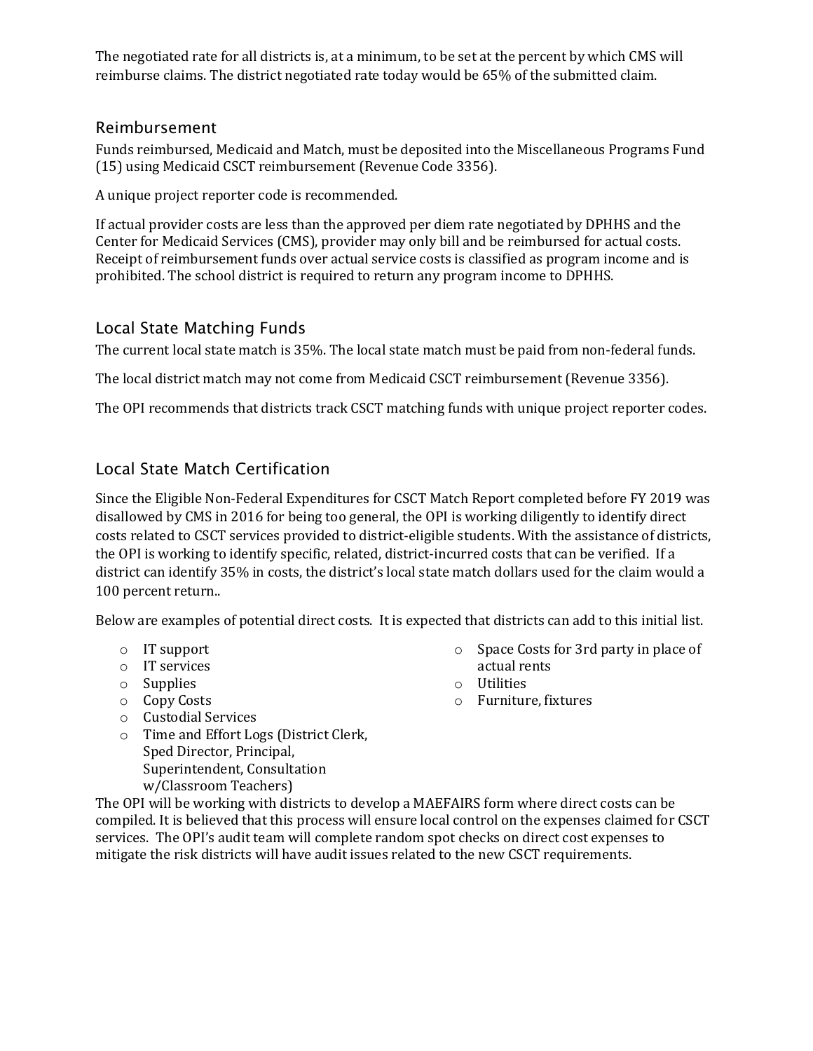The negotiated rate for all districts is, at a minimum, to be set at the percent by which CMS will reimburse claims. The district negotiated rate today would be 65% of the submitted claim.

## Reimbursement

Funds reimbursed, Medicaid and Match, must be deposited into the Miscellaneous Programs Fund (15) using Medicaid CSCT reimbursement (Revenue Code 3356).

A unique project reporter code is recommended.

If actual provider costs are less than the approved per diem rate negotiated by DPHHS and the Center for Medicaid Services (CMS), provider may only bill and be reimbursed for actual costs. Receipt of reimbursement funds over actual service costs is classified as program income and is prohibited. The school district is required to return any program income to DPHHS.

## Local State Matching Funds

The current local state match is 35%. The local state match must be paid from non-federal funds.

The local district match may not come from Medicaid CSCT reimbursement (Revenue 3356).

The OPI recommends that districts track CSCT matching funds with unique project reporter codes.

## Local State Match Certification

Since the Eligible Non-Federal Expenditures for CSCT Match Report completed before FY 2019 was disallowed by CMS in 2016 for being too general, the OPI is working diligently to identify direct costs related to CSCT services provided to district-eligible students. With the assistance of districts, the OPI is working to identify specific, related, district-incurred costs that can be verified. If a district can identify 35% in costs, the district's local state match dollars used for the claim would a 100 percent return..

Below are examples of potential direct costs. It is expected that districts can add to this initial list.

- IT support
- IT services
- Supplies
- Copy Costs
- Custodial Services
- Time and Effort Logs (District Clerk, Sped Director, Principal, Superintendent, Consultation w/Classroom Teachers)
- Space Costs for 3rd party in place of actual rents
- Utilities
- Furniture, fixtures

The OPI will be working with districts to develop a MAEFAIRS form where direct costs can be compiled. It is believed that this process will ensure local control on the expenses claimed for CSCT services. The OPI's audit team will complete random spot checks on direct cost expenses to mitigate the risk districts will have audit issues related to the new CSCT requirements.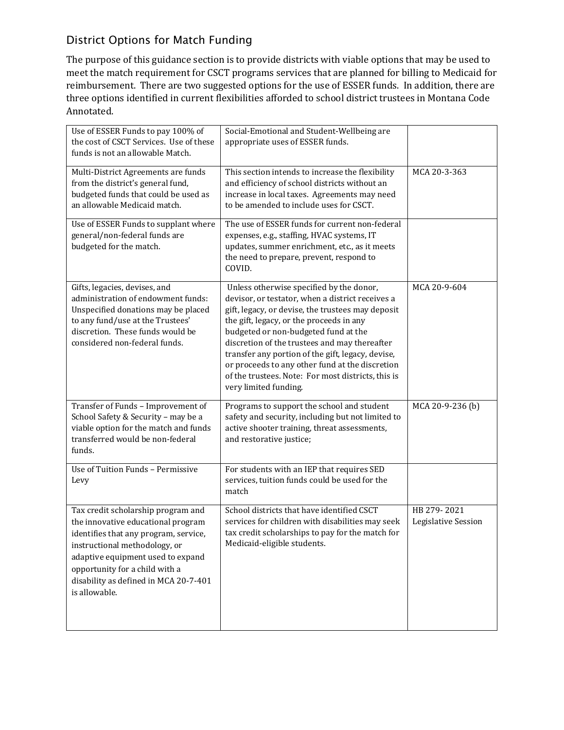## District Options for Match Funding

The purpose of this guidance section is to provide districts with viable options that may be used to meet the match requirement for CSCT programs services that are planned for billing to Medicaid for reimbursement. There are two suggested options for the use of ESSER funds. In addition, there are three options identified in current flexibilities afforded to school district trustees in Montana Code Annotated.

| | | |
|---|---|---|
| Use of ESSER Funds to pay 100% of the cost of CSCT Services. Use of these funds is not an allowable Match. | Social-Emotional and Student-Wellbeing are appropriate uses of ESSER funds. | |
| Multi-District Agreements are funds from the district's general fund, budgeted funds that could be used as an allowable Medicaid match. | This section intends to increase the flexibility and efficiency of school districts without an increase in local taxes. Agreements may need to be amended to include uses for CSCT. | MCA 20-3-363 |
| Use of ESSER Funds to supplant where general/non-federal funds are budgeted for the match. | The use of ESSER funds for current non-federal expenses, e.g., staffing, HVAC systems, IT updates, summer enrichment, etc., as it meets the need to prepare, prevent, respond to COVID. | |
| Gifts, legacies, devises, and administration of endowment funds: Unspecified donations may be placed to any fund/use at the Trustees' discretion. These funds would be considered non-federal funds. | Unless otherwise specified by the donor, devisor, or testator, when a district receives a gift, legacy, or devise, the trustees may deposit the gift, legacy, or the proceeds in any budgeted or non-budgeted fund at the discretion of the trustees and may thereafter transfer any portion of the gift, legacy, devise, or proceeds to any other fund at the discretion of the trustees. Note: For most districts, this is very limited funding. | MCA 20-9-604 |
| Transfer of Funds – Improvement of School Safety & Security – may be a viable option for the match and funds transferred would be non-federal funds. | Programs to support the school and student safety and security, including but not limited to active shooter training, threat assessments, and restorative justice; | MCA 20-9-236 (b) |
| Use of Tuition Funds – Permissive Levy | For students with an IEP that requires SED services, tuition funds could be used for the match | |
| Tax credit scholarship program and the innovative educational program identifies that any program, service, instructional methodology, or adaptive equipment used to expand opportunity for a child with a disability as defined in MCA 20-7-401 is allowable. | School districts that have identified CSCT services for children with disabilities may seek tax credit scholarships to pay for the match for Medicaid-eligible students. | HB 279- 2021 Legislative Session |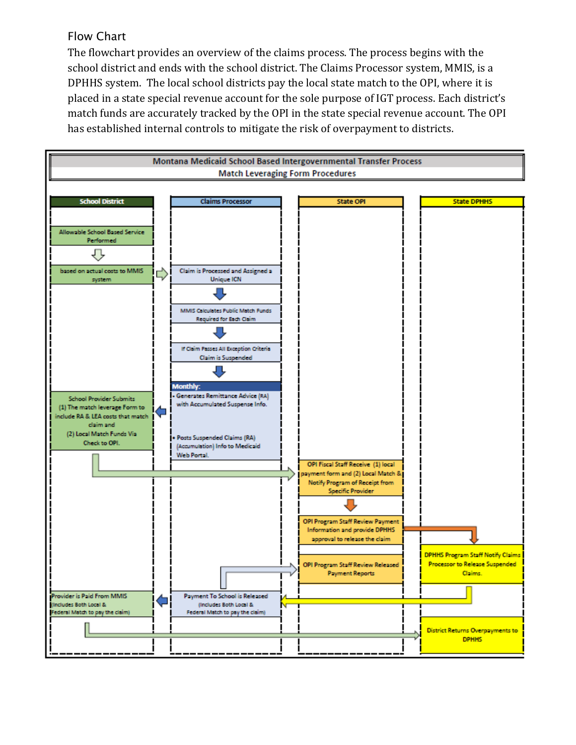## Flow Chart

The flowchart provides an overview of the claims process. The process begins with the school district and ends with the school district. The Claims Processor system, MMIS, is a DPHHS system. The local school districts pay the local state match to the OPI, where it is placed in a state special revenue account for the sole purpose of IGT process. Each district's match funds are accurately tracked by the OPI in the state special revenue account. The OPI has established internal controls to mitigate the risk of overpayment to districts.

**Montana Medicaid School Based Intergovernmental Transfer Process**
**Match Leveraging Form Procedures**

| School District | Claims Processor | State OPI | State DPHHS |
|---|---|---|---|
| Allowable School Based Service Performed | | | |
| based on actual costs to MMIS system | Claim is Processed and Assigned a Unique ICN | | |
| | MMIS Calculates Public Match Funds Required for Each Claim | | |
| | If Claim Passes All Exception Criteria Claim is Suspended | | |
| School Provider Submits (1) The match leverage Form to include RA & LEA costs that match claim and (2) Local Match Funds Via Check to OPI. | Monthly: • Generates Remittance Advice (RA) with Accumulated Suspense Info. • Posts Suspended Claims (RA) (Accumulation) Info to Medicaid Web Portal. | | |
| | | OPI Fiscal Staff Receive (1) local payment form and (2) Local Match & Notify Program of Receipt from Specific Provider | |
| | | OPI Program Staff Review Payment Information and provide DPHHS approval to release the claim | |
| | | OPI Program Staff Review Released Payment Reports | DPHHS Program Staff Notify Claims Processor to Release Suspended Claims. |
| Provider is Paid From MMIS (Includes Both Local & Federal Match to pay the claim) | Payment To School is Released (Includes Both Local & Federal Match to pay the claim) | | |
| | | | District Returns Overpayments to DPHHS |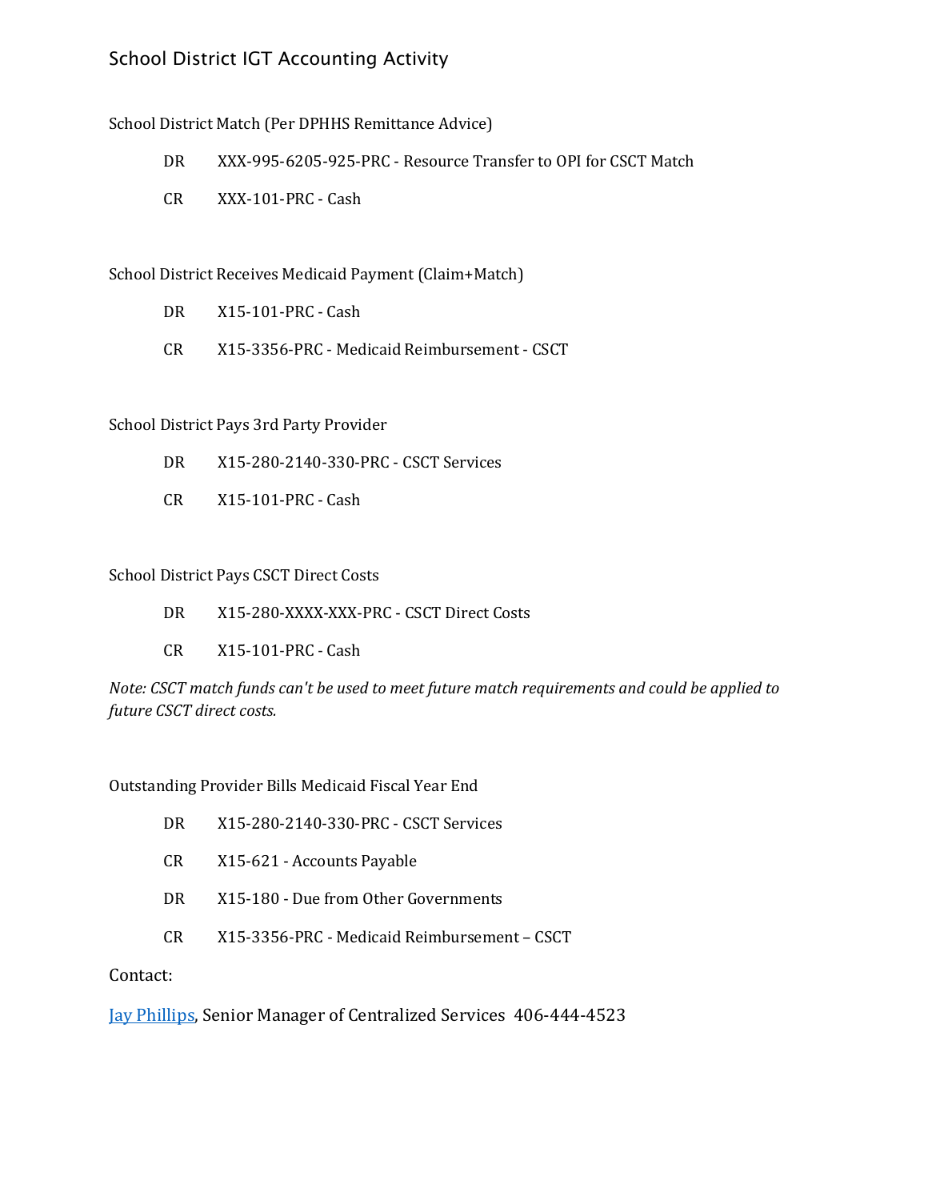# School District IGT Accounting Activity

School District Match (Per DPHHS Remittance Advice)

DR XXX-995-6205-925-PRC - Resource Transfer to OPI for CSCT Match

CR XXX-101-PRC - Cash

School District Receives Medicaid Payment (Claim+Match)

DR X15-101-PRC - Cash

CR X15-3356-PRC - Medicaid Reimbursement - CSCT

School District Pays 3rd Party Provider

DR X15-280-2140-330-PRC - CSCT Services

CR X15-101-PRC - Cash

School District Pays CSCT Direct Costs

DR X15-280-XXXX-XXX-PRC - CSCT Direct Costs

CR X15-101-PRC - Cash

*Note: CSCT match funds can't be used to meet future match requirements and could be applied to future CSCT direct costs.*

Outstanding Provider Bills Medicaid Fiscal Year End

DR X15-280-2140-330-PRC - CSCT Services

CR X15-621 - Accounts Payable

DR X15-180 - Due from Other Governments

CR X15-3356-PRC - Medicaid Reimbursement – CSCT

Contact:

Jay Phillips, Senior Manager of Centralized Services 406-444-4523